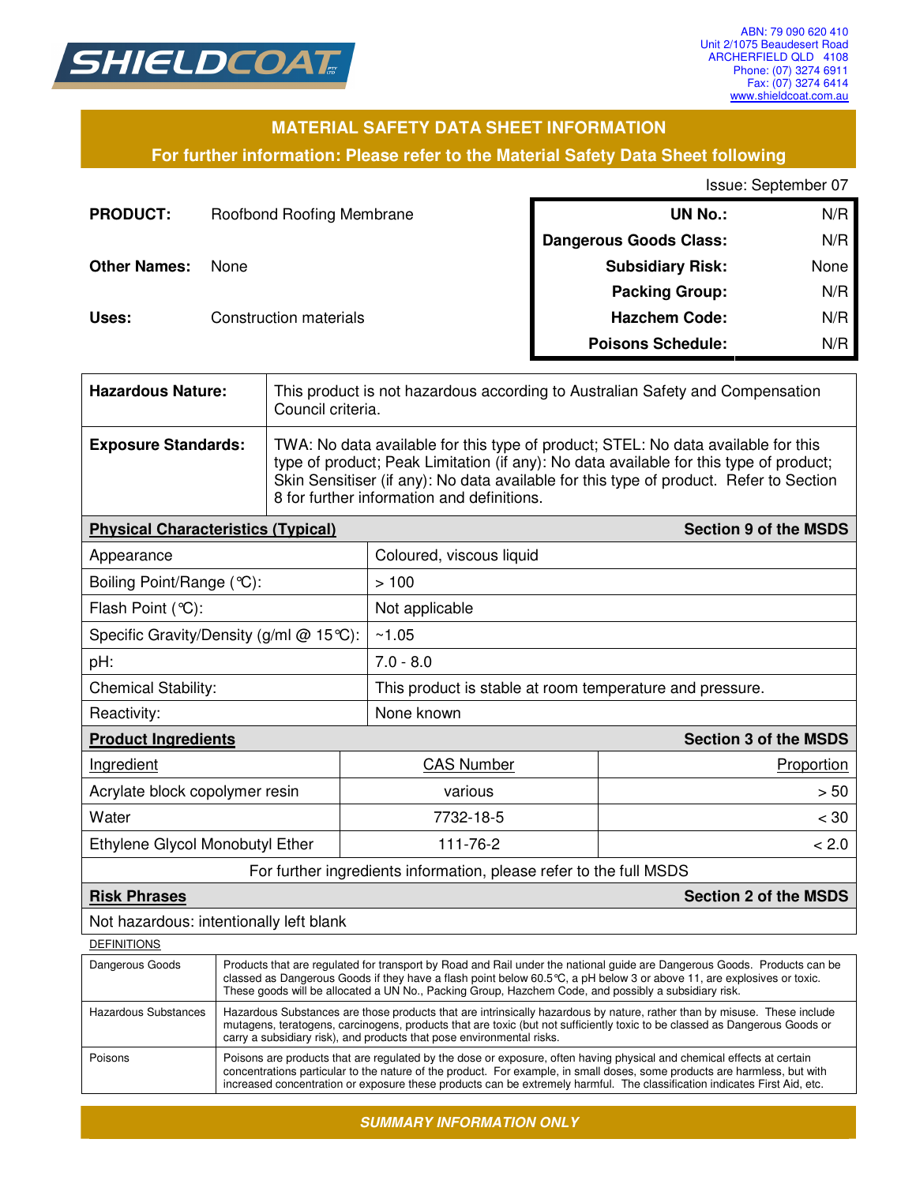SHIELDCOAT

ABN: 79 090 620 410
Unit 2/1075 Beaudesert Road
ARCHERFIELD QLD 4108
Phone: (07) 3274 6911
Fax: (07) 3274 6414
www.shieldcoat.com.au

## MATERIAL SAFETY DATA SHEET INFORMATION

**For further information: Please refer to the Material Safety Data Sheet following**

Issue: September 07

**PRODUCT:** Roofbond Roofing Membrane

**Other Names:** None

**Uses:** Construction materials

| | |
|---|---|
| **UN No.:** | N/R |
| **Dangerous Goods Class:** | N/R |
| **Subsidiary Risk:** | None |
| **Packing Group:** | N/R |
| **Hazchem Code:** | N/R |
| **Poisons Schedule:** | N/R |

| | |
|---|---|
| **Hazardous Nature:** | This product is not hazardous according to Australian Safety and Compensation Council criteria. |
| **Exposure Standards:** | TWA: No data available for this type of product; STEL: No data available for this type of product; Peak Limitation (if any): No data available for this type of product; Skin Sensitiser (if any): No data available for this type of product. Refer to Section 8 for further information and definitions. |

| **Physical Characteristics (Typical)** | **Section 9 of the MSDS** |
|---|---|
| Appearance | Coloured, viscous liquid |
| Boiling Point/Range (°C): | > 100 |
| Flash Point (°C): | Not applicable |
| Specific Gravity/Density (g/ml @ 15°C): | ~1.05 |
| pH: | 7.0 - 8.0 |
| Chemical Stability: | This product is stable at room temperature and pressure. |
| Reactivity: | None known |

**Product Ingredients** — **Section 3 of the MSDS**

| Ingredient | CAS Number | Proportion |
|---|---|---|
| Acrylate block copolymer resin | various | > 50 |
| Water | 7732-18-5 | < 30 |
| Ethylene Glycol Monobutyl Ether | 111-76-2 | < 2.0 |

For further ingredients information, please refer to the full MSDS

**Risk Phrases** — **Section 2 of the MSDS**

Not hazardous: intentionally left blank

DEFINITIONS

| | |
|---|---|
| Dangerous Goods | Products that are regulated for transport by Road and Rail under the national guide are Dangerous Goods. Products can be classed as Dangerous Goods if they have a flash point below 60.5°C, a pH below 3 or above 11, are explosives or toxic. These goods will be allocated a UN No., Packing Group, Hazchem Code, and possibly a subsidiary risk. |
| Hazardous Substances | Hazardous Substances are those products that are intrinsically hazardous by nature, rather than by misuse. These include mutagens, teratogens, carcinogens, products that are toxic (but not sufficiently toxic to be classed as Dangerous Goods or carry a subsidiary risk), and products that pose environmental risks. |
| Poisons | Poisons are products that are regulated by the dose or exposure, often having physical and chemical effects at certain concentrations particular to the nature of the product. For example, in small doses, some products are harmless, but with increased concentration or exposure these products can be extremely harmful. The classification indicates First Aid, etc. |

***SUMMARY INFORMATION ONLY***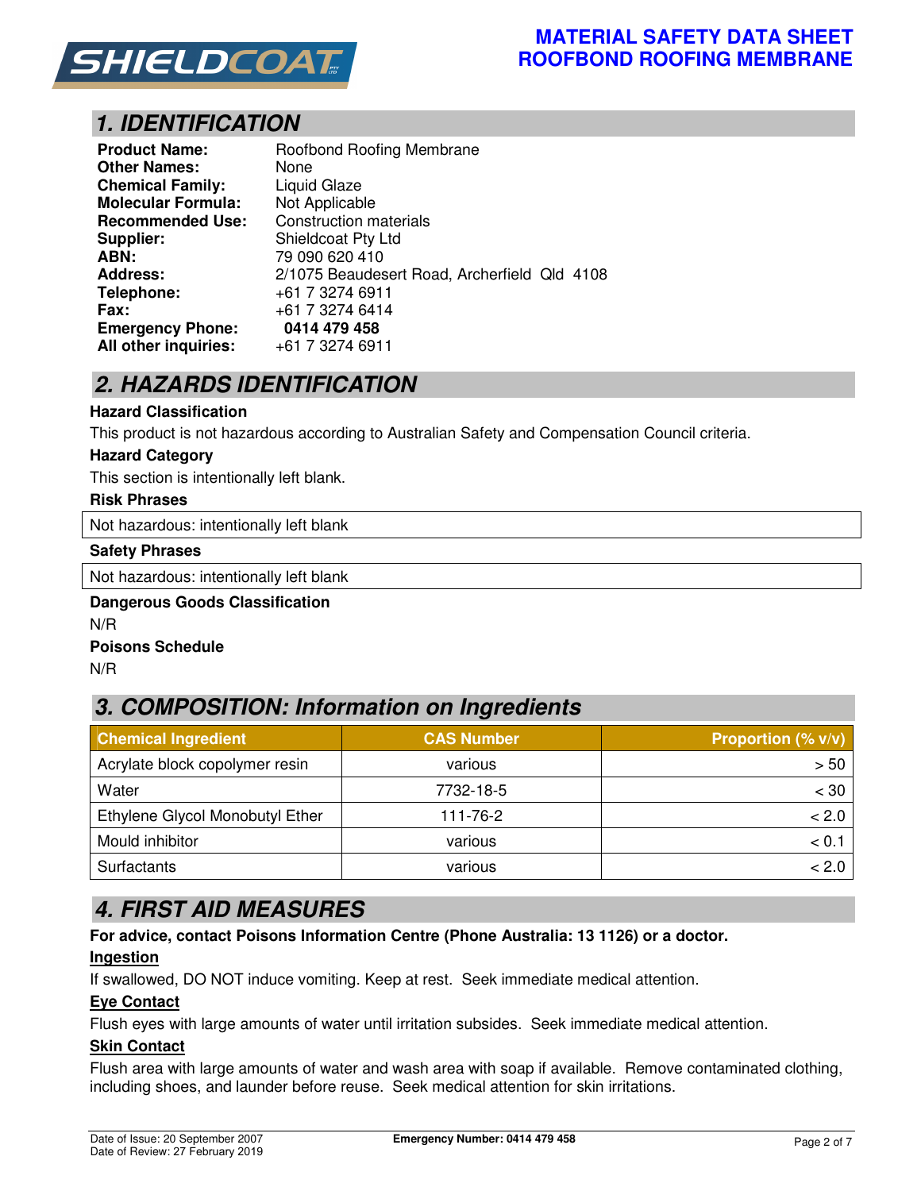# MATERIAL SAFETY DATA SHEET
# ROOFBOND ROOFING MEMBRANE

## 1. IDENTIFICATION

**Product Name:** Roofbond Roofing Membrane
**Other Names:** None
**Chemical Family:** Liquid Glaze
**Molecular Formula:** Not Applicable
**Recommended Use:** Construction materials
**Supplier:** Shieldcoat Pty Ltd
**ABN:** 79 090 620 410
**Address:** 2/1075 Beaudesert Road, Archerfield Qld 4108
**Telephone:** +61 7 3274 6911
**Fax:** +61 7 3274 6414
**Emergency Phone:** **0414 479 458**
**All other inquiries:** +61 7 3274 6911

## 2. HAZARDS IDENTIFICATION

**Hazard Classification**

This product is not hazardous according to Australian Safety and Compensation Council criteria.

**Hazard Category**

This section is intentionally left blank.

**Risk Phrases**

Not hazardous: intentionally left blank

**Safety Phrases**

Not hazardous: intentionally left blank

**Dangerous Goods Classification**

N/R

**Poisons Schedule**

N/R

## 3. COMPOSITION: Information on Ingredients

| Chemical Ingredient | CAS Number | Proportion (% v/v) |
|---|---|---|
| Acrylate block copolymer resin | various | > 50 |
| Water | 7732-18-5 | < 30 |
| Ethylene Glycol Monobutyl Ether | 111-76-2 | < 2.0 |
| Mould inhibitor | various | < 0.1 |
| Surfactants | various | < 2.0 |

## 4. FIRST AID MEASURES

**For advice, contact Poisons Information Centre (Phone Australia: 13 1126) or a doctor.**

**Ingestion**

If swallowed, DO NOT induce vomiting. Keep at rest. Seek immediate medical attention.

**Eye Contact**

Flush eyes with large amounts of water until irritation subsides. Seek immediate medical attention.

**Skin Contact**

Flush area with large amounts of water and wash area with soap if available. Remove contaminated clothing, including shoes, and launder before reuse. Seek medical attention for skin irritations.

Date of Issue: 20 September 2007
Date of Review: 27 February 2019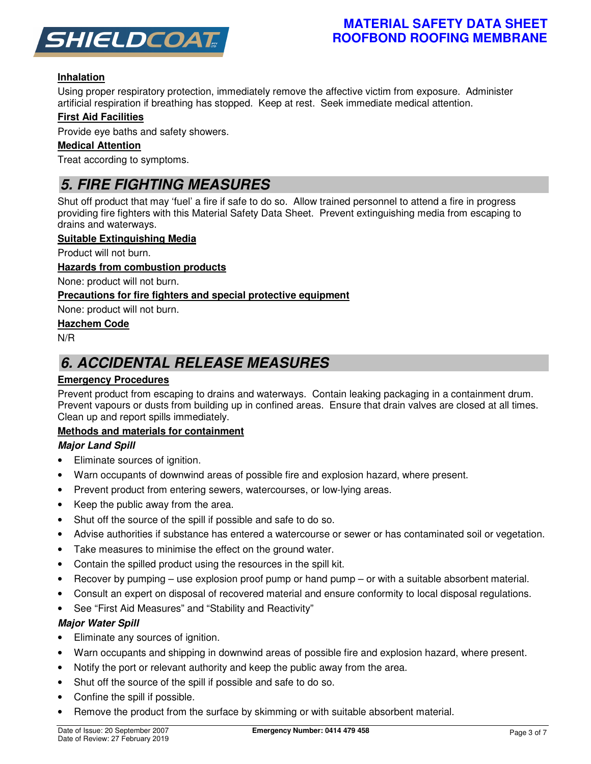**Inhalation**

Using proper respiratory protection, immediately remove the affective victim from exposure. Administer artificial respiration if breathing has stopped. Keep at rest. Seek immediate medical attention.

**First Aid Facilities**

Provide eye baths and safety showers.

**Medical Attention**

Treat according to symptoms.

## 5. FIRE FIGHTING MEASURES

Shut off product that may 'fuel' a fire if safe to do so. Allow trained personnel to attend a fire in progress providing fire fighters with this Material Safety Data Sheet. Prevent extinguishing media from escaping to drains and waterways.

**Suitable Extinguishing Media**

Product will not burn.

**Hazards from combustion products**

None: product will not burn.

**Precautions for fire fighters and special protective equipment**

None: product will not burn.

**Hazchem Code**

N/R

## 6. ACCIDENTAL RELEASE MEASURES

**Emergency Procedures**

Prevent product from escaping to drains and waterways. Contain leaking packaging in a containment drum. Prevent vapours or dusts from building up in confined areas. Ensure that drain valves are closed at all times. Clean up and report spills immediately.

**Methods and materials for containment**

***Major Land Spill***

- Eliminate sources of ignition.
- Warn occupants of downwind areas of possible fire and explosion hazard, where present.
- Prevent product from entering sewers, watercourses, or low-lying areas.
- Keep the public away from the area.
- Shut off the source of the spill if possible and safe to do so.
- Advise authorities if substance has entered a watercourse or sewer or has contaminated soil or vegetation.
- Take measures to minimise the effect on the ground water.
- Contain the spilled product using the resources in the spill kit.
- Recover by pumping – use explosion proof pump or hand pump – or with a suitable absorbent material.
- Consult an expert on disposal of recovered material and ensure conformity to local disposal regulations.
- See "First Aid Measures" and "Stability and Reactivity"

***Major Water Spill***

- Eliminate any sources of ignition.
- Warn occupants and shipping in downwind areas of possible fire and explosion hazard, where present.
- Notify the port or relevant authority and keep the public away from the area.
- Shut off the source of the spill if possible and safe to do so.
- Confine the spill if possible.
- Remove the product from the surface by skimming or with suitable absorbent material.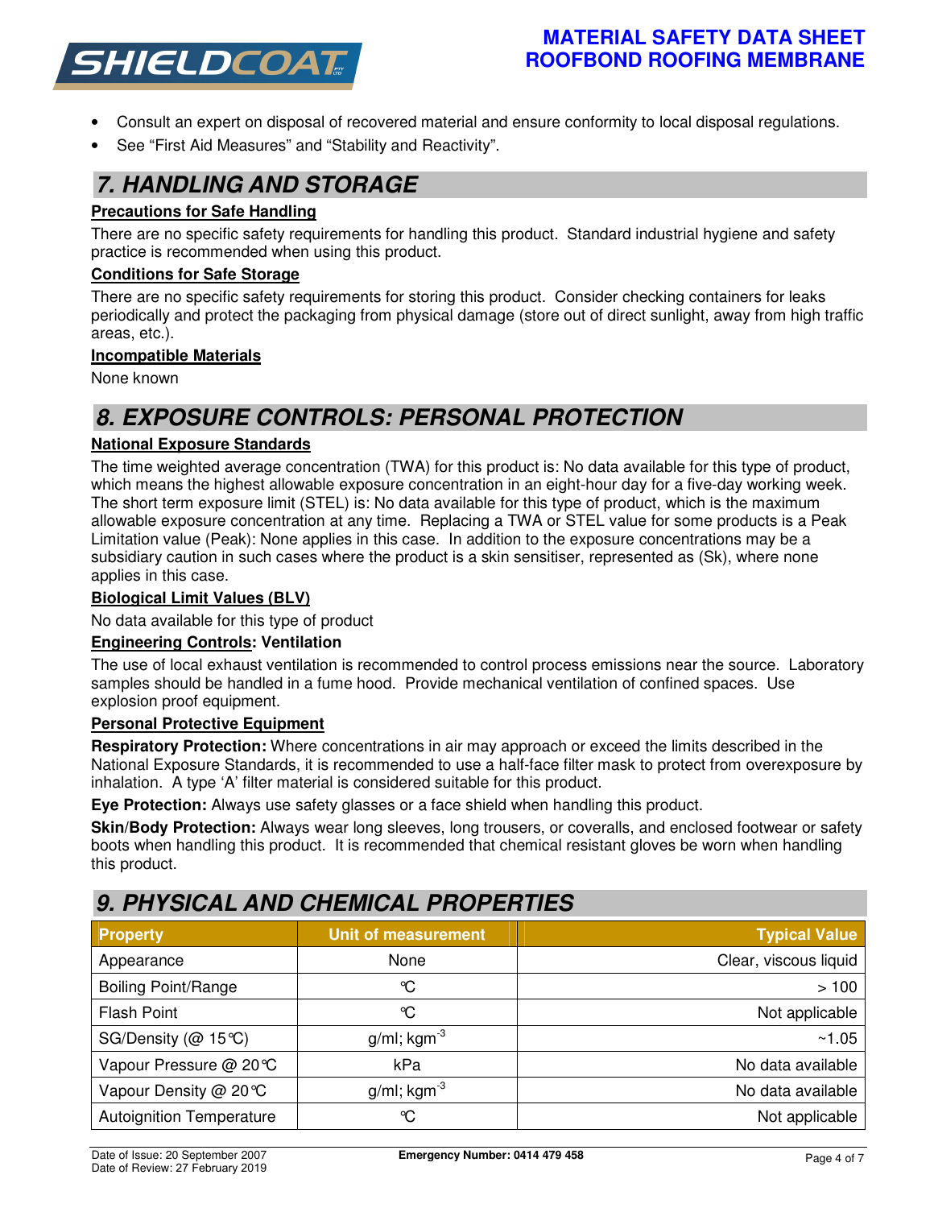- Consult an expert on disposal of recovered material and ensure conformity to local disposal regulations.
- See "First Aid Measures" and "Stability and Reactivity".

## 7. HANDLING AND STORAGE

**Precautions for Safe Handling**

There are no specific safety requirements for handling this product. Standard industrial hygiene and safety practice is recommended when using this product.

**Conditions for Safe Storage**

There are no specific safety requirements for storing this product. Consider checking containers for leaks periodically and protect the packaging from physical damage (store out of direct sunlight, away from high traffic areas, etc.).

**Incompatible Materials**

None known

## 8. EXPOSURE CONTROLS: PERSONAL PROTECTION

**National Exposure Standards**

The time weighted average concentration (TWA) for this product is: No data available for this type of product, which means the highest allowable exposure concentration in an eight-hour day for a five-day working week. The short term exposure limit (STEL) is: No data available for this type of product, which is the maximum allowable exposure concentration at any time. Replacing a TWA or STEL value for some products is a Peak Limitation value (Peak): None applies in this case. In addition to the exposure concentrations may be a subsidiary caution in such cases where the product is a skin sensitiser, represented as (Sk), where none applies in this case.

**Biological Limit Values (BLV)**

No data available for this type of product

**Engineering Controls: Ventilation**

The use of local exhaust ventilation is recommended to control process emissions near the source. Laboratory samples should be handled in a fume hood. Provide mechanical ventilation of confined spaces. Use explosion proof equipment.

**Personal Protective Equipment**

**Respiratory Protection:** Where concentrations in air may approach or exceed the limits described in the National Exposure Standards, it is recommended to use a half-face filter mask to protect from overexposure by inhalation. A type 'A' filter material is considered suitable for this product.

**Eye Protection:** Always use safety glasses or a face shield when handling this product.

**Skin/Body Protection:** Always wear long sleeves, long trousers, or coveralls, and enclosed footwear or safety boots when handling this product. It is recommended that chemical resistant gloves be worn when handling this product.

## 9. PHYSICAL AND CHEMICAL PROPERTIES

| Property | Unit of measurement | Typical Value |
|---|---|---|
| Appearance | None | Clear, viscous liquid |
| Boiling Point/Range | ℃ | > 100 |
| Flash Point | ℃ | Not applicable |
| SG/Density (@ 15℃) | g/ml; $kgm^{-3}$ | ~1.05 |
| Vapour Pressure @ 20℃ | kPa | No data available |
| Vapour Density @ 20℃ | g/ml; $kgm^{-3}$ | No data available |
| Autoignition Temperature | ℃ | Not applicable |

Date of Issue: 20 September 2007
Date of Review: 27 February 2019
Emergency Number: 0414 479 458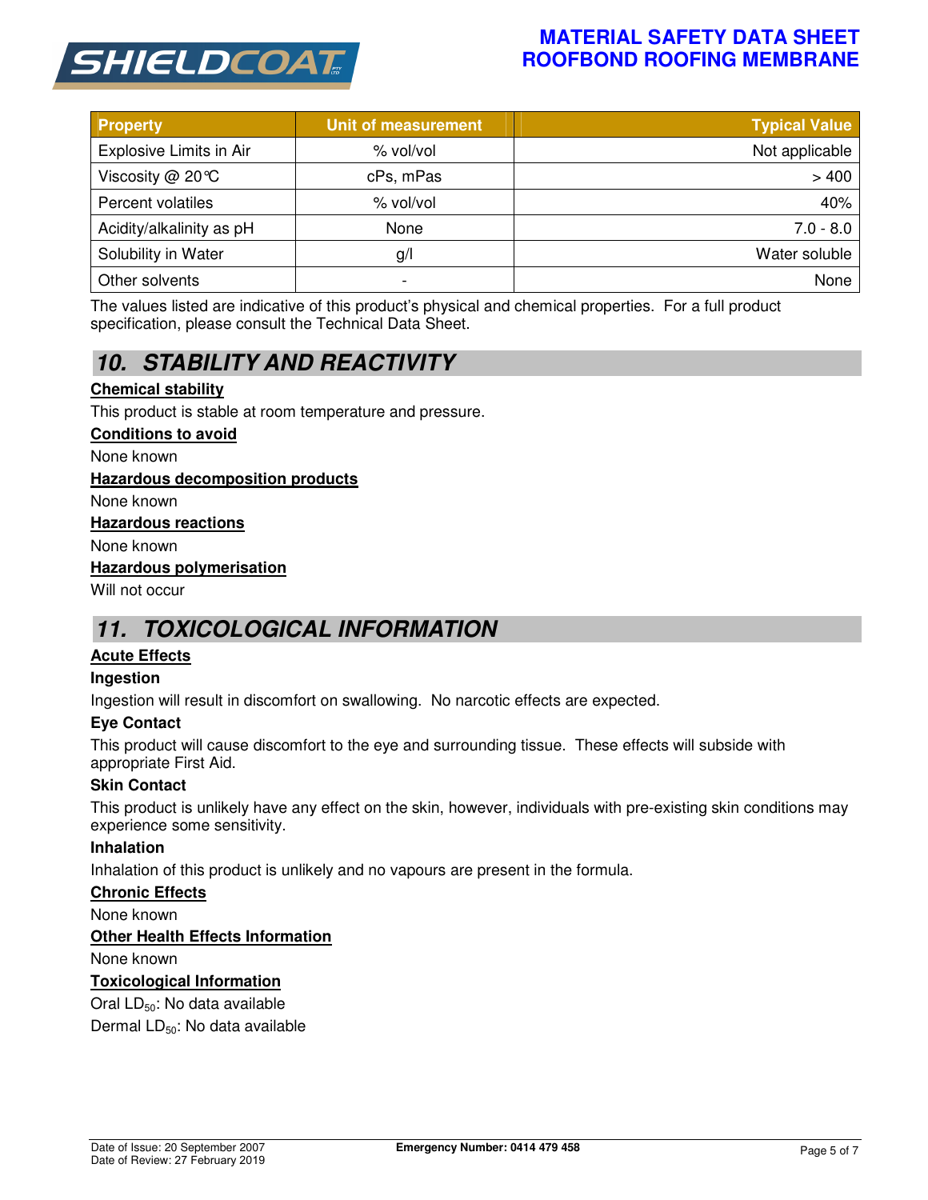| Property | Unit of measurement | Typical Value |
| --- | --- | --- |
| Explosive Limits in Air | % vol/vol | Not applicable |
| Viscosity @ 20℃ | cPs, mPas | > 400 |
| Percent volatiles | % vol/vol | 40% |
| Acidity/alkalinity as pH | None | 7.0 - 8.0 |
| Solubility in Water | g/l | Water soluble |
| Other solvents | - | None |

The values listed are indicative of this product's physical and chemical properties. For a full product specification, please consult the Technical Data Sheet.

## 10. STABILITY AND REACTIVITY

**Chemical stability**

This product is stable at room temperature and pressure.

**Conditions to avoid**

None known

**Hazardous decomposition products**

None known

**Hazardous reactions**

None known

**Hazardous polymerisation**

Will not occur

## 11. TOXICOLOGICAL INFORMATION

**Acute Effects**

**Ingestion**

Ingestion will result in discomfort on swallowing. No narcotic effects are expected.

**Eye Contact**

This product will cause discomfort to the eye and surrounding tissue. These effects will subside with appropriate First Aid.

**Skin Contact**

This product is unlikely have any effect on the skin, however, individuals with pre-existing skin conditions may experience some sensitivity.

**Inhalation**

Inhalation of this product is unlikely and no vapours are present in the formula.

**Chronic Effects**

None known

**Other Health Effects Information**

None known

**Toxicological Information**

Oral $LD_{50}$: No data available

Dermal $LD_{50}$: No data available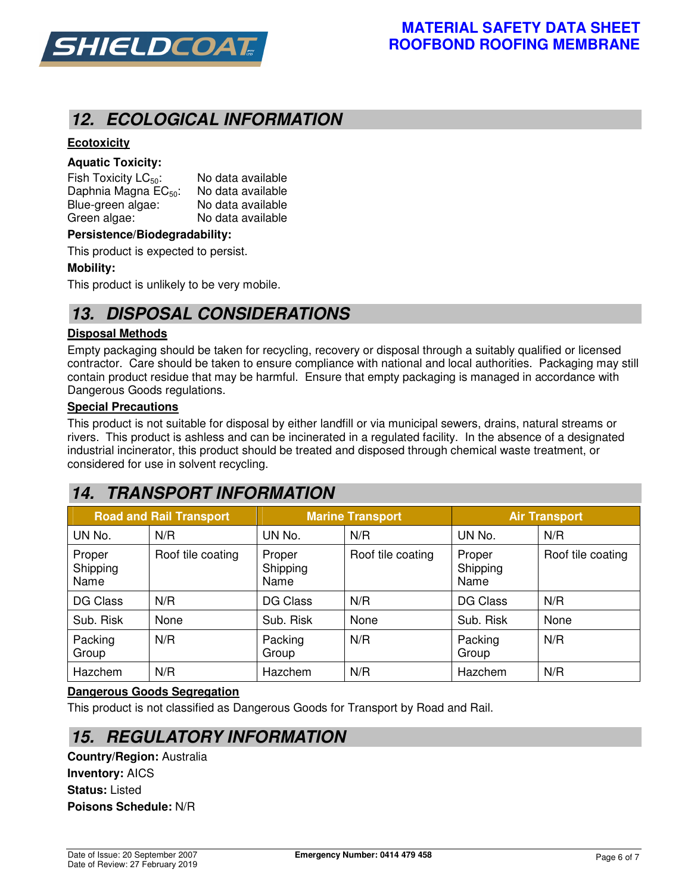## 12. ECOLOGICAL INFORMATION

**Ecotoxicity**

**Aquatic Toxicity:**

Fish Toxicity $LC_{50}$: No data available
Daphnia Magna $EC_{50}$: No data available
Blue-green algae: No data available
Green algae: No data available

**Persistence/Biodegradability:**

This product is expected to persist.

**Mobility:**

This product is unlikely to be very mobile.

## 13. DISPOSAL CONSIDERATIONS

**Disposal Methods**

Empty packaging should be taken for recycling, recovery or disposal through a suitably qualified or licensed contractor. Care should be taken to ensure compliance with national and local authorities. Packaging may still contain product residue that may be harmful. Ensure that empty packaging is managed in accordance with Dangerous Goods regulations.

**Special Precautions**

This product is not suitable for disposal by either landfill or via municipal sewers, drains, natural streams or rivers. This product is ashless and can be incinerated in a regulated facility. In the absence of a designated industrial incinerator, this product should be treated and disposed through chemical waste treatment, or considered for use in solvent recycling.

## 14. TRANSPORT INFORMATION

| Road and Rail Transport | | Marine Transport | | Air Transport | |
|---|---|---|---|---|---|
| UN No. | N/R | UN No. | N/R | UN No. | N/R |
| Proper Shipping Name | Roof tile coating | Proper Shipping Name | Roof tile coating | Proper Shipping Name | Roof tile coating |
| DG Class | N/R | DG Class | N/R | DG Class | N/R |
| Sub. Risk | None | Sub. Risk | None | Sub. Risk | None |
| Packing Group | N/R | Packing Group | N/R | Packing Group | N/R |
| Hazchem | N/R | Hazchem | N/R | Hazchem | N/R |

**Dangerous Goods Segregation**

This product is not classified as Dangerous Goods for Transport by Road and Rail.

## 15. REGULATORY INFORMATION

**Country/Region:** Australia
**Inventory:** AICS
**Status:** Listed
**Poisons Schedule:** N/R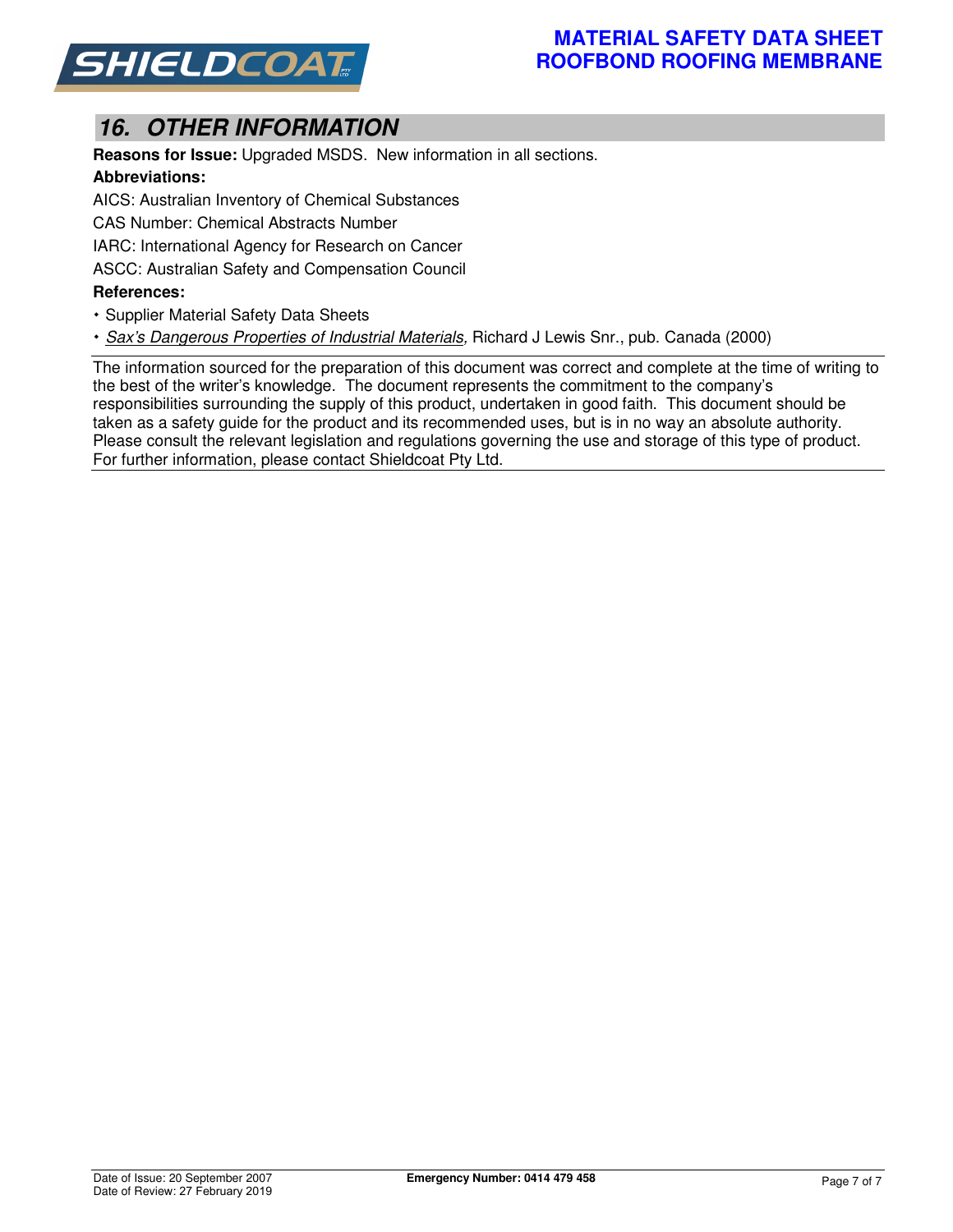## 16. OTHER INFORMATION

**Reasons for Issue:** Upgraded MSDS. New information in all sections.

**Abbreviations:**

AICS: Australian Inventory of Chemical Substances

CAS Number: Chemical Abstracts Number

IARC: International Agency for Research on Cancer

ASCC: Australian Safety and Compensation Council

**References:**

- Supplier Material Safety Data Sheets
- *Sax's Dangerous Properties of Industrial Materials,* Richard J Lewis Snr., pub. Canada (2000)

The information sourced for the preparation of this document was correct and complete at the time of writing to the best of the writer's knowledge. The document represents the commitment to the company's responsibilities surrounding the supply of this product, undertaken in good faith. This document should be taken as a safety guide for the product and its recommended uses, but is in no way an absolute authority. Please consult the relevant legislation and regulations governing the use and storage of this type of product. For further information, please contact Shieldcoat Pty Ltd.